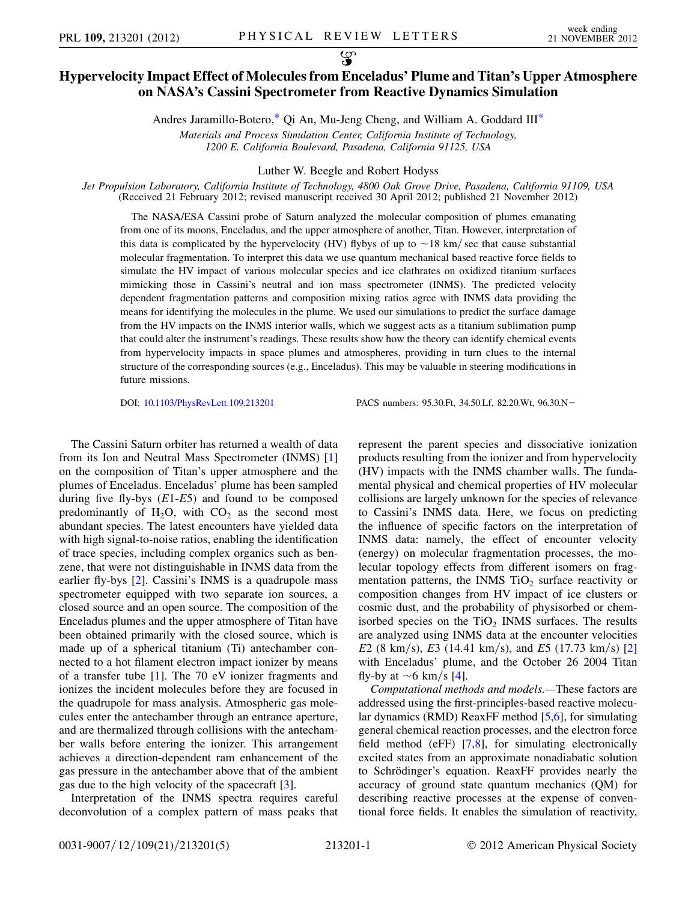# Hypervelocity Impact Effect of Molecules from Enceladus' Plume and Titan's Upper Atmosphere on NASA's Cassini Spectrometer from Reactive Dynamics Simulation

Andres Jaramillo-Botero,* Qi An, Mu-Jeng Cheng, and William A. Goddard III*

*Materials and Process Simulation Center, California Institute of Technology, 1200 E. California Boulevard, Pasadena, California 91125, USA*

Luther W. Beegle and Robert Hodyss

*Jet Propulsion Laboratory, California Institute of Technology, 4800 Oak Grove Drive, Pasadena, California 91109, USA*

(Received 21 February 2012; revised manuscript received 30 April 2012; published 21 November 2012)

The NASA/ESA Cassini probe of Saturn analyzed the molecular composition of plumes emanating from one of its moons, Enceladus, and the upper atmosphere of another, Titan. However, interpretation of this data is complicated by the hypervelocity (HV) flybys of up to ~18 km/sec that cause substantial molecular fragmentation. To interpret this data we use quantum mechanical based reactive force fields to simulate the HV impact of various molecular species and ice clathrates on oxidized titanium surfaces mimicking those in Cassini's neutral and ion mass spectrometer (INMS). The predicted velocity dependent fragmentation patterns and composition mixing ratios agree with INMS data providing the means for identifying the molecules in the plume. We used our simulations to predict the surface damage from the HV impacts on the INMS interior walls, which we suggest acts as a titanium sublimation pump that could alter the instrument's readings. These results show how the theory can identify chemical events from hypervelocity impacts in space plumes and atmospheres, providing in turn clues to the internal structure of the corresponding sources (e.g., Enceladus). This may be valuable in steering modifications in future missions.

DOI: 10.1103/PhysRevLett.109.213201 PACS numbers: 95.30.Ft, 34.50.Lf, 82.20.Wt, 96.30.N−

The Cassini Saturn orbiter has returned a wealth of data from its Ion and Neutral Mass Spectrometer (INMS) [1] on the composition of Titan's upper atmosphere and the plumes of Enceladus. Enceladus' plume has been sampled during five fly-bys ($E1$-$E5$) and found to be composed predominantly of $H_2O$, with $CO_2$ as the second most abundant species. The latest encounters have yielded data with high signal-to-noise ratios, enabling the identification of trace species, including complex organics such as benzene, that were not distinguishable in INMS data from the earlier fly-bys [2]. Cassini's INMS is a quadrupole mass spectrometer equipped with two separate ion sources, a closed source and an open source. The composition of the Enceladus plumes and the upper atmosphere of Titan have been obtained primarily with the closed source, which is made up of a spherical titanium (Ti) antechamber connected to a hot filament electron impact ionizer by means of a transfer tube [1]. The 70 eV ionizer fragments and ionizes the incident molecules before they are focused in the quadrupole for mass analysis. Atmospheric gas molecules enter the antechamber through an entrance aperture, and are thermalized through collisions with the antechamber walls before entering the ionizer. This arrangement achieves a direction-dependent ram enhancement of the gas pressure in the antechamber above that of the ambient gas due to the high velocity of the spacecraft [3].

Interpretation of the INMS spectra requires careful deconvolution of a complex pattern of mass peaks that represent the parent species and dissociative ionization products resulting from the ionizer and from hypervelocity (HV) impacts with the INMS chamber walls. The fundamental physical and chemical properties of HV molecular collisions are largely unknown for the species of relevance to Cassini's INMS data. Here, we focus on predicting the influence of specific factors on the interpretation of INMS data: namely, the effect of encounter velocity (energy) on molecular fragmentation processes, the molecular topology effects from different isomers on fragmentation patterns, the INMS $TiO_2$ surface reactivity or composition changes from HV impact of ice clusters or cosmic dust, and the probability of physisorbed or chemisorbed species on the $TiO_2$ INMS surfaces. The results are analyzed using INMS data at the encounter velocities $E2$ (8 km/s), $E3$ (14.41 km/s), and $E5$ (17.73 km/s) [2] with Enceladus' plume, and the October 26 2004 Titan fly-by at ~6 km/s [4].

*Computational methods and models.*—These factors are addressed using the first-principles-based reactive molecular dynamics (RMD) ReaxFF method [5,6], for simulating general chemical reaction processes, and the electron force field method (eFF) [7,8], for simulating electronically excited states from an approximate nonadiabatic solution to Schrödinger's equation. ReaxFF provides nearly the accuracy of ground state quantum mechanics (QM) for describing reactive processes at the expense of conventional force fields. It enables the simulation of reactivity,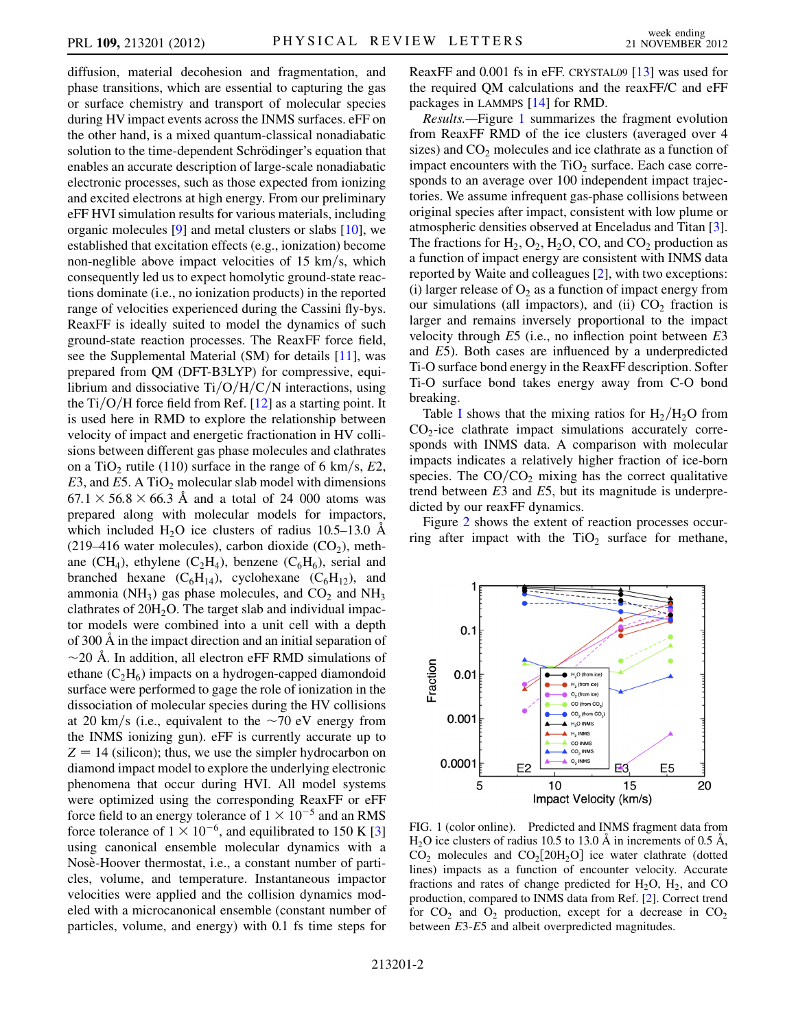diffusion, material decohesion and fragmentation, and phase transitions, which are essential to capturing the gas or surface chemistry and transport of molecular species during HV impact events across the INMS surfaces. eFF on the other hand, is a mixed quantum-classical nonadiabatic solution to the time-dependent Schrödinger's equation that enables an accurate description of large-scale nonadiabatic electronic processes, such as those expected from ionizing and excited electrons at high energy. From our preliminary eFF HVI simulation results for various materials, including organic molecules [9] and metal clusters or slabs [10], we established that excitation effects (e.g., ionization) become non-negligible above impact velocities of 15 km/s, which consequently led us to expect homolytic ground-state reactions dominate (i.e., no ionization products) in the reported range of velocities experienced during the Cassini fly-bys. ReaxFF is ideally suited to model the dynamics of such ground-state reaction processes. The ReaxFF force field, see the Supplemental Material (SM) for details [11], was prepared from QM (DFT-B3LYP) for compressive, equilibrium and dissociative Ti/O/H/C/N interactions, using the Ti/O/H force field from Ref. [12] as a starting point. It is used here in RMD to explore the relationship between velocity of impact and energetic fractionation in HV collisions between different gas phase molecules and clathrates on a $TiO_2$ rutile (110) surface in the range of 6 km/s, $E2$, $E3$, and $E5$. A $TiO_2$ molecular slab model with dimensions $67.1 \times 56.8 \times 66.3$ Å and a total of 24 000 atoms was prepared along with molecular models for impactors, which included $H_2O$ ice clusters of radius 10.5–13.0 Å (219–416 water molecules), carbon dioxide ($CO_2$), methane ($CH_4$), ethylene ($C_2H_4$), benzene ($C_6H_6$), serial and branched hexane ($C_6H_{14}$), cyclohexane ($C_6H_{12}$), and ammonia ($NH_3$) gas phase molecules, and $CO_2$ and $NH_3$ clathrates of $20H_2O$. The target slab and individual impactor models were combined into a unit cell with a depth of 300 Å in the impact direction and an initial separation of ~20 Å. In addition, all electron eFF RMD simulations of ethane ($C_2H_6$) impacts on a hydrogen-capped diamondoid surface were performed to gage the role of ionization in the dissociation of molecular species during the HV collisions at 20 km/s (i.e., equivalent to the ~70 eV energy from the INMS ionizing gun). eFF is currently accurate up to $Z = 14$ (silicon); thus, we use the simpler hydrocarbon on diamond impact model to explore the underlying electronic phenomena that occur during HVI. All model systems were optimized using the corresponding ReaxFF or eFF force field to an energy tolerance of $1 \times 10^{-5}$ and an RMS force tolerance of $1 \times 10^{-6}$, and equilibrated to 150 K [3] using canonical ensemble molecular dynamics with a Nosè-Hoover thermostat, i.e., a constant number of particles, volume, and temperature. Instantaneous impactor velocities were applied and the collision dynamics modeled with a microcanonical ensemble (constant number of particles, volume, and energy) with 0.1 fs time steps for ReaxFF and 0.001 fs in eFF. CRYSTAL09 [13] was used for the required QM calculations and the reaxFF/C and eFF packages in LAMMPS [14] for RMD.

*Results.*—Figure 1 summarizes the fragment evolution from ReaxFF RMD of the ice clusters (averaged over 4 sizes) and $CO_2$ molecules and ice clathrate as a function of impact encounters with the $TiO_2$ surface. Each case corresponds to an average over 100 independent impact trajectories. We assume infrequent gas-phase collisions between original species after impact, consistent with low plume or atmospheric densities observed at Enceladus and Titan [3]. The fractions for $H_2$, $O_2$, $H_2O$, CO, and $CO_2$ production as a function of impact energy are consistent with INMS data reported by Waite and colleagues [2], with two exceptions: (i) larger release of $O_2$ as a function of impact energy from our simulations (all impactors), and (ii) $CO_2$ fraction is larger and remains inversely proportional to the impact velocity through $E5$ (i.e., no inflection point between $E3$ and $E5$). Both cases are influenced by a underpredicted Ti-O surface bond energy in the ReaxFF description. Softer Ti-O surface bond takes energy away from C-O bond breaking.

Table I shows that the mixing ratios for $H_2/H_2O$ from $CO_2$-ice clathrate impact simulations accurately corresponds with INMS data. A comparison with molecular impacts indicates a relatively higher fraction of ice-born species. The $CO/CO_2$ mixing has the correct qualitative trend between $E3$ and $E5$, but its magnitude is underpredicted by our reaxFF dynamics.

Figure 2 shows the extent of reaction processes occurring after impact with the $TiO_2$ surface for methane,

FIG. 1 (color online). Predicted and INMS fragment data from $H_2O$ ice clusters of radius 10.5 to 13.0 Å in increments of 0.5 Å, $CO_2$ molecules and $CO_2[20H_2O]$ ice water clathrate (dotted lines) impacts as a function of encounter velocity. Accurate fractions and rates of change predicted for $H_2O$, $H_2$, and CO production, compared to INMS data from Ref. [2]. Correct trend for $CO_2$ and $O_2$ production, except for a decrease in $CO_2$ between $E3$-$E5$ and albeit overpredicted magnitudes.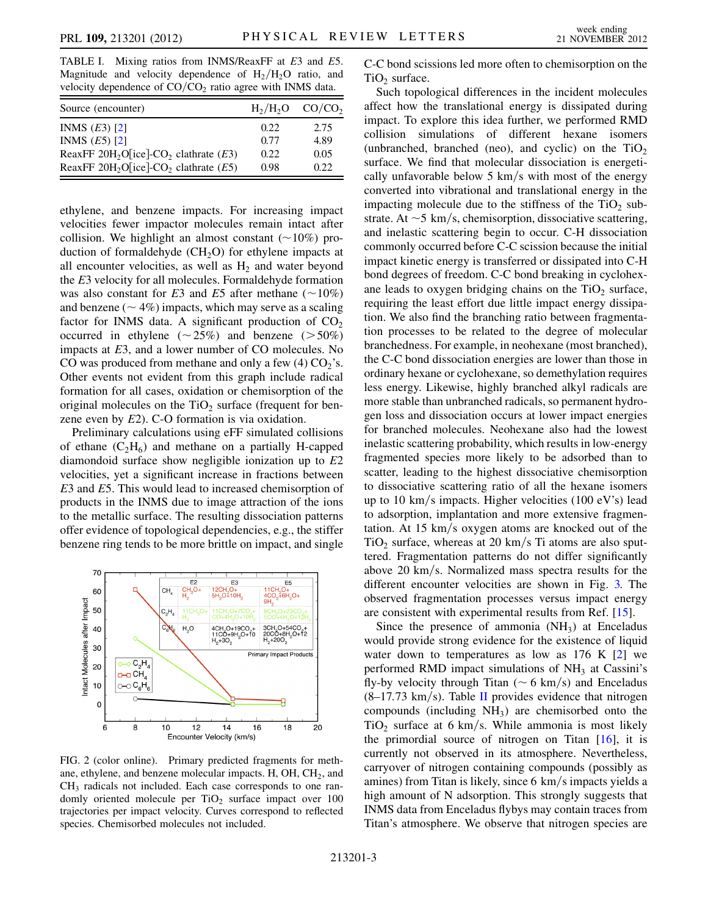TABLE I. Mixing ratios from INMS/ReaxFF at *E*3 and *E*5. Magnitude and velocity dependence of $H_2/H_2O$ ratio, and velocity dependence of $CO/CO_2$ ratio agree with INMS data.

| Source (encounter) | $H_2/H_2O$ | $CO/CO_2$ |
|---|---|---|
| INMS (*E*3) [2] | 0.22 | 2.75 |
| INMS (*E*5) [2] | 0.77 | 4.89 |
| ReaxFF 20$H_2O$[ice]-$CO_2$ clathrate (*E*3) | 0.22 | 0.05 |
| ReaxFF 20$H_2O$[ice]-$CO_2$ clathrate (*E*5) | 0.98 | 0.22 |

ethylene, and benzene impacts. For increasing impact velocities fewer impactor molecules remain intact after collision. We highlight an almost constant (~10%) production of formaldehyde ($CH_2O$) for ethylene impacts at all encounter velocities, as well as $H_2$ and water beyond the *E*3 velocity for all molecules. Formaldehyde formation was also constant for *E*3 and *E*5 after methane (~10%) and benzene (~ 4%) impacts, which may serve as a scaling factor for INMS data. A significant production of $CO_2$ occurred in ethylene (~25%) and benzene (>50%) impacts at *E*3, and a lower number of CO molecules. No CO was produced from methane and only a few (4) $CO_2$'s. Other events not evident from this graph include radical formation for all cases, oxidation or chemisorption of the original molecules on the $TiO_2$ surface (frequent for benzene even by *E*2). C-O formation is via oxidation.

Preliminary calculations using eFF simulated collisions of ethane ($C_2H_6$) and methane on a partially H-capped diamondoid surface show negligible ionization up to *E*2 velocities, yet a significant increase in fractions between *E*3 and *E*5. This would lead to increased chemisorption of products in the INMS due to image attraction of the ions to the metallic surface. The resulting dissociation patterns offer evidence of topological dependencies, e.g., the stiffer benzene ring tends to be more brittle on impact, and single

FIG. 2 (color online). Primary predicted fragments for methane, ethylene, and benzene molecular impacts. H, OH, $CH_2$, and $CH_3$ radicals not included. Each case corresponds to one randomly oriented molecule per $TiO_2$ surface impact over 100 trajectories per impact velocity. Curves correspond to reflected species. Chemisorbed molecules not included.

C-C bond scissions led more often to chemisorption on the $TiO_2$ surface.

Such topological differences in the incident molecules affect how the translational energy is dissipated during impact. To explore this idea further, we performed RMD collision simulations of different hexane isomers (unbranched, branched (neo), and cyclic) on the $TiO_2$ surface. We find that molecular dissociation is energetically unfavorable below 5 km/s with most of the energy converted into vibrational and translational energy in the impacting molecule due to the stiffness of the $TiO_2$ substrate. At ~5 km/s, chemisorption, dissociative scattering, and inelastic scattering begin to occur. C-H dissociation commonly occurred before C-C scission because the initial impact kinetic energy is transferred or dissipated into C-H bond degrees of freedom. C-C bond breaking in cyclohexane leads to oxygen bridging chains on the $TiO_2$ surface, requiring the least effort due little impact energy dissipation. We also find the branching ratio between fragmentation processes to be related to the degree of molecular branchedness. For example, in neohexane (most branched), the C-C bond dissociation energies are lower than those in ordinary hexane or cyclohexane, so demethylation requires less energy. Likewise, highly branched alkyl radicals are more stable than unbranched radicals, so permanent hydrogen loss and dissociation occurs at lower impact energies for branched molecules. Neohexane also had the lowest inelastic scattering probability, which results in low-energy fragmented species more likely to be adsorbed than to scatter, leading to the highest dissociative chemisorption to dissociative scattering ratio of all the hexane isomers up to 10 km/s impacts. Higher velocities (100 eV's) lead to adsorption, implantation and more extensive fragmentation. At 15 km/s oxygen atoms are knocked out of the $TiO_2$ surface, whereas at 20 km/s Ti atoms are also sputtered. Fragmentation patterns do not differ significantly above 20 km/s. Normalized mass spectra results for the different encounter velocities are shown in Fig. 3. The observed fragmentation processes versus impact energy are consistent with experimental results from Ref. [15].

Since the presence of ammonia ($NH_3$) at Enceladus would provide strong evidence for the existence of liquid water down to temperatures as low as 176 K [2] we performed RMD impact simulations of $NH_3$ at Cassini's fly-by velocity through Titan (~ 6 km/s) and Enceladus (8–17.73 km/s). Table II provides evidence that nitrogen compounds (including $NH_3$) are chemisorbed onto the $TiO_2$ surface at 6 km/s. While ammonia is most likely the primordial source of nitrogen on Titan [16], it is currently not observed in its atmosphere. Nevertheless, carryover of nitrogen containing compounds (possibly as amines) from Titan is likely, since 6 km/s impacts yields a high amount of N adsorption. This strongly suggests that INMS data from Enceladus flybys may contain traces from Titan's atmosphere. We observe that nitrogen species are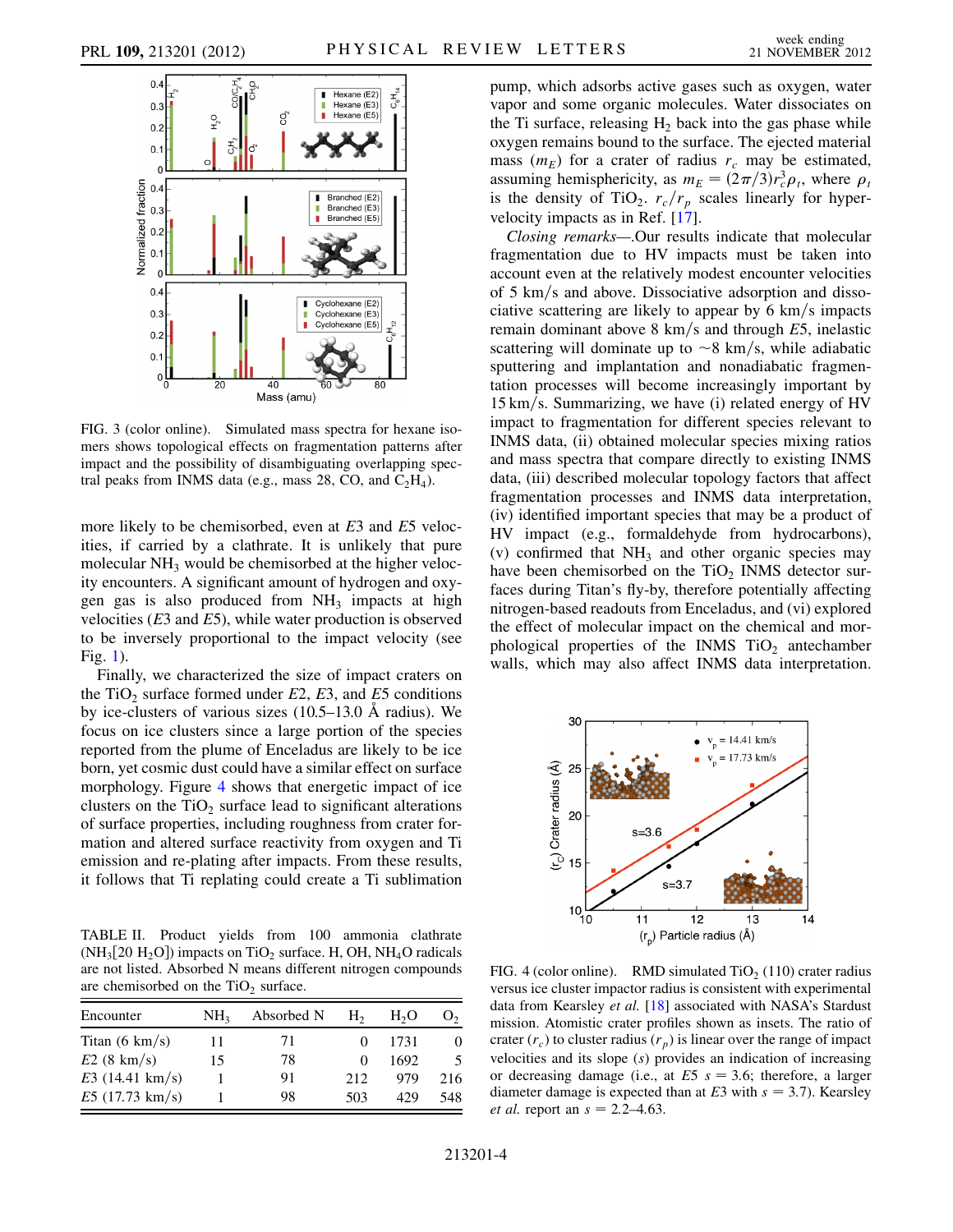FIG. 3 (color online). Simulated mass spectra for hexane isomers shows topological effects on fragmentation patterns after impact and the possibility of disambiguating overlapping spectral peaks from INMS data (e.g., mass 28, CO, and $C_2H_4$).

more likely to be chemisorbed, even at $E3$ and $E5$ velocities, if carried by a clathrate. It is unlikely that pure molecular $NH_3$ would be chemisorbed at the higher velocity encounters. A significant amount of hydrogen and oxygen gas is also produced from $NH_3$ impacts at high velocities ($E3$ and $E5$), while water production is observed to be inversely proportional to the impact velocity (see Fig. 1).

Finally, we characterized the size of impact craters on the $TiO_2$ surface formed under $E2$, $E3$, and $E5$ conditions by ice-clusters of various sizes (10.5–13.0 Å radius). We focus on ice clusters since a large portion of the species reported from the plume of Enceladus are likely to be ice born, yet cosmic dust could have a similar effect on surface morphology. Figure 4 shows that energetic impact of ice clusters on the $TiO_2$ surface lead to significant alterations of surface properties, including roughness from crater formation and altered surface reactivity from oxygen and Ti emission and re-plating after impacts. From these results, it follows that Ti replating could create a Ti sublimation pump, which adsorbs active gases such as oxygen, water vapor and some organic molecules. Water dissociates on the Ti surface, releasing $H_2$ back into the gas phase while oxygen remains bound to the surface. The ejected material mass ($m_E$) for a crater of radius $r_c$ may be estimated, assuming hemisphericity, as $m_E = (2\pi/3)r_c^3\rho_t$, where $\rho_t$ is the density of $TiO_2$. $r_c/r_p$ scales linearly for hypervelocity impacts as in Ref. [17].

TABLE II. Product yields from 100 ammonia clathrate ($NH_3[20\ H_2O]$) impacts on $TiO_2$ surface. H, OH, $NH_4O$ radicals are not listed. Absorbed N means different nitrogen compounds are chemisorbed on the $TiO_2$ surface.

| Encounter | $NH_3$ | Absorbed N | $H_2$ | $H_2O$ | $O_2$ |
|---|---|---|---|---|---|
| Titan (6 km/s) | 11 | 71 | 0 | 1731 | 0 |
| $E2$ (8 km/s) | 15 | 78 | 0 | 1692 | 5 |
| $E3$ (14.41 km/s) | 1 | 91 | 212 | 979 | 216 |
| $E5$ (17.73 km/s) | 1 | 98 | 503 | 429 | 548 |

*Closing remarks*—.Our results indicate that molecular fragmentation due to HV impacts must be taken into account even at the relatively modest encounter velocities of 5 km/s and above. Dissociative adsorption and dissociative scattering are likely to appear by 6 km/s impacts remain dominant above 8 km/s and through $E5$, inelastic scattering will dominate up to ~8 km/s, while adiabatic sputtering and implantation and nonadiabatic fragmentation processes will become increasingly important by 15 km/s. Summarizing, we have (i) related energy of HV impact to fragmentation for different species relevant to INMS data, (ii) obtained molecular species mixing ratios and mass spectra that compare directly to existing INMS data, (iii) described molecular topology factors that affect fragmentation processes and INMS data interpretation, (iv) identified important species that may be a product of HV impact (e.g., formaldehyde from hydrocarbons), (v) confirmed that $NH_3$ and other organic species may have been chemisorbed on the $TiO_2$ INMS detector surfaces during Titan's fly-by, therefore potentially affecting nitrogen-based readouts from Enceladus, and (vi) explored the effect of molecular impact on the chemical and morphological properties of the INMS $TiO_2$ antechamber walls, which may also affect INMS data interpretation.

FIG. 4 (color online). RMD simulated $TiO_2$ (110) crater radius versus ice cluster impactor radius is consistent with experimental data from Kearsley *et al.* [18] associated with NASA's Stardust mission. Atomistic crater profiles shown as insets. The ratio of crater ($r_c$) to cluster radius ($r_p$) is linear over the range of impact velocities and its slope ($s$) provides an indication of increasing or decreasing damage (i.e., at $E5$ $s = 3.6$; therefore, a larger diameter damage is expected than at $E3$ with $s = 3.7$). Kearsley *et al.* report an $s = 2.2$–4.63.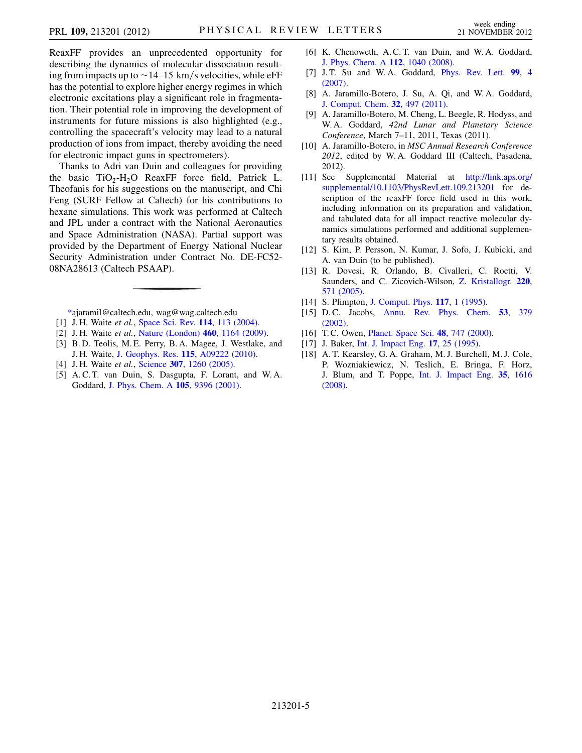ReaxFF provides an unprecedented opportunity for describing the dynamics of molecular dissociation resulting from impacts up to ~14–15 km/s velocities, while eFF has the potential to explore higher energy regimes in which electronic excitations play a significant role in fragmentation. Their potential role in improving the development of instruments for future missions is also highlighted (e.g., controlling the spacecraft's velocity may lead to a natural production of ions from impact, thereby avoiding the need for electronic impact guns in spectrometers).

Thanks to Adri van Duin and colleagues for providing the basic $TiO_2$-$H_2O$ ReaxFF force field, Patrick L. Theofanis for his suggestions on the manuscript, and Chi Feng (SURF Fellow at Caltech) for his contributions to hexane simulations. This work was performed at Caltech and JPL under a contract with the National Aeronautics and Space Administration (NASA). Partial support was provided by the Department of Energy National Nuclear Security Administration under Contract No. DE-FC52-08NA28613 (Caltech PSAAP).

---

*ajaramil@caltech.edu, wag@wag.caltech.edu

[1] J. H. Waite *et al.*, Space Sci. Rev. **114**, 113 (2004).

[2] J. H. Waite *et al.*, Nature (London) **460**, 1164 (2009).

[3] B. D. Teolis, M. E. Perry, B. A. Magee, J. Westlake, and J. H. Waite, J. Geophys. Res. **115**, A09222 (2010).

[4] J. H. Waite *et al.*, Science **307**, 1260 (2005).

[5] A. C. T. van Duin, S. Dasgupta, F. Lorant, and W. A. Goddard, J. Phys. Chem. A **105**, 9396 (2001).

[6] K. Chenoweth, A. C. T. van Duin, and W. A. Goddard, J. Phys. Chem. A **112**, 1040 (2008).

[7] J. T. Su and W. A. Goddard, Phys. Rev. Lett. **99**, 4 (2007).

[8] A. Jaramillo-Botero, J. Su, A. Qi, and W. A. Goddard, J. Comput. Chem. **32**, 497 (2011).

[9] A. Jaramillo-Botero, M. Cheng, L. Beegle, R. Hodyss, and W. A. Goddard, *42nd Lunar and Planetary Science Conference*, March 7–11, 2011, Texas (2011).

[10] A. Jaramillo-Botero, in *MSC Annual Research Conference 2012*, edited by W. A. Goddard III (Caltech, Pasadena, 2012).

[11] See Supplemental Material at http://link.aps.org/supplemental/10.1103/PhysRevLett.109.213201 for description of the reaxFF force field used in this work, including information on its preparation and validation, and tabulated data for all impact reactive molecular dynamics simulations performed and additional supplementary results obtained.

[12] S. Kim, P. Persson, N. Kumar, J. Sofo, J. Kubicki, and A. van Duin (to be published).

[13] R. Dovesi, R. Orlando, B. Civalleri, C. Roetti, V. Saunders, and C. Zicovich-Wilson, Z. Kristallogr. **220**, 571 (2005).

[14] S. Plimpton, J. Comput. Phys. **117**, 1 (1995).

[15] D. C. Jacobs, Annu. Rev. Phys. Chem. **53**, 379 (2002).

[16] T. C. Owen, Planet. Space Sci. **48**, 747 (2000).

[17] J. Baker, Int. J. Impact Eng. **17**, 25 (1995).

[18] A. T. Kearsley, G. A. Graham, M. J. Burchell, M. J. Cole, P. Wozniakiewicz, N. Teslich, E. Bringa, F. Horz, J. Blum, and T. Poppe, Int. J. Impact Eng. **35**, 1616 (2008).